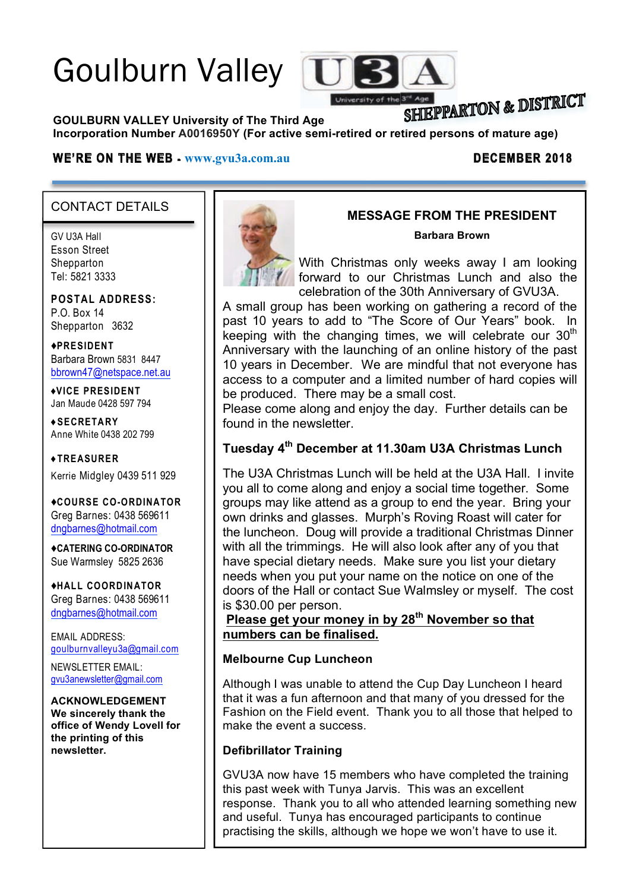# Goulburn Valley U3A

University of the 3rd Age

SHEPPARTON & DISTRICT

**GOULBURN VALLEY University of The Third Age**
**Incorporation Number A0016950Y (For active semi-retired or retired persons of mature age)**

**WE'RE ON THE WEB - www.gvu3a.com.au** **DECEMBER 2018**

## CONTACT DETAILS

GV U3A Hall
Esson Street
Shepparton
Tel: 5821 3333

**POSTAL ADDRESS:**
P.O. Box 14
Shepparton 3632

**♦PRESIDENT**
Barbara Brown 5831 8447
bbrown47@netspace.net.au

**♦VICE PRESIDENT**
Jan Maude 0428 597 794

**♦SECRETARY**
Anne White 0438 202 799

**♦TREASURER**
Kerrie Midgley 0439 511 929

**♦COURSE CO-ORDINATOR**
Greg Barnes: 0438 569611
dngbarnes@hotmail.com

**♦CATERING CO-ORDINATOR**
Sue Warmsley 5825 2636

**♦HALL COORDINATOR**
Greg Barnes: 0438 569611
dngbarnes@hotmail.com

EMAIL ADDRESS:
goulburnvalleyu3a@gmail.com

NEWSLETTER EMAIL:
gvu3anewsletter@gmail.com

**ACKNOWLEDGEMENT**
**We sincerely thank the office of Wendy Lovell for the printing of this newsletter.**

## MESSAGE FROM THE PRESIDENT

**Barbara Brown**

With Christmas only weeks away I am looking forward to our Christmas Lunch and also the celebration of the 30th Anniversary of GVU3A.
A small group has been working on gathering a record of the past 10 years to add to "The Score of Our Years" book. In keeping with the changing times, we will celebrate our 30th Anniversary with the launching of an online history of the past 10 years in December. We are mindful that not everyone has access to a computer and a limited number of hard copies will be produced. There may be a small cost.
Please come along and enjoy the day. Further details can be found in the newsletter.

### Tuesday 4th December at 11.30am U3A Christmas Lunch

The U3A Christmas Lunch will be held at the U3A Hall. I invite you all to come along and enjoy a social time together. Some groups may like attend as a group to end the year. Bring your own drinks and glasses. Murph's Roving Roast will cater for the luncheon. Doug will provide a traditional Christmas Dinner with all the trimmings. He will also look after any of you that have special dietary needs. Make sure you list your dietary needs when you put your name on the notice on one of the doors of the Hall or contact Sue Walmsley or myself. The cost is $30.00 per person.
**Please get your money in by 28th November so that numbers can be finalised.**

### Melbourne Cup Luncheon

Although I was unable to attend the Cup Day Luncheon I heard that it was a fun afternoon and that many of you dressed for the Fashion on the Field event. Thank you to all those that helped to make the event a success.

### Defibrillator Training

GVU3A now have 15 members who have completed the training this past week with Tunya Jarvis. This was an excellent response. Thank you to all who attended learning something new and useful. Tunya has encouraged participants to continue practising the skills, although we hope we won't have to use it.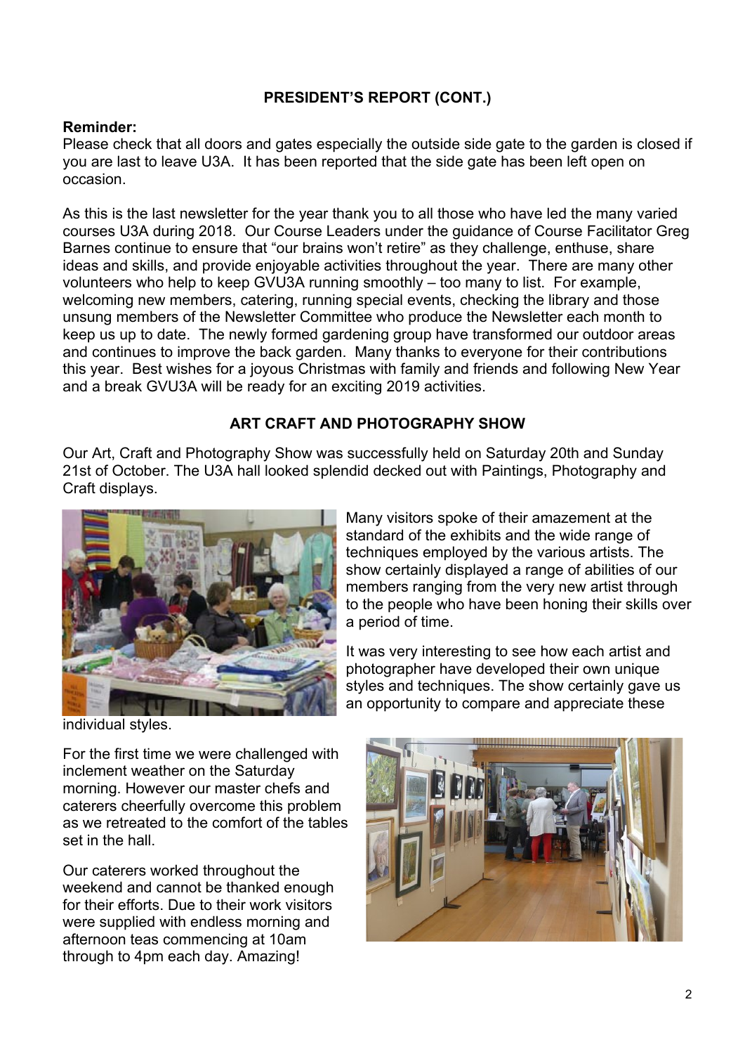## PRESIDENT'S REPORT (CONT.)

**Reminder:**
Please check that all doors and gates especially the outside side gate to the garden is closed if you are last to leave U3A. It has been reported that the side gate has been left open on occasion.

As this is the last newsletter for the year thank you to all those who have led the many varied courses U3A during 2018. Our Course Leaders under the guidance of Course Facilitator Greg Barnes continue to ensure that "our brains won't retire" as they challenge, enthuse, share ideas and skills, and provide enjoyable activities throughout the year. There are many other volunteers who help to keep GVU3A running smoothly – too many to list. For example, welcoming new members, catering, running special events, checking the library and those unsung members of the Newsletter Committee who produce the Newsletter each month to keep us up to date. The newly formed gardening group have transformed our outdoor areas and continues to improve the back garden. Many thanks to everyone for their contributions this year. Best wishes for a joyous Christmas with family and friends and following New Year and a break GVU3A will be ready for an exciting 2019 activities.

## ART CRAFT AND PHOTOGRAPHY SHOW

Our Art, Craft and Photography Show was successfully held on Saturday 20th and Sunday 21st of October. The U3A hall looked splendid decked out with Paintings, Photography and Craft displays.

Many visitors spoke of their amazement at the standard of the exhibits and the wide range of techniques employed by the various artists. The show certainly displayed a range of abilities of our members ranging from the very new artist through to the people who have been honing their skills over a period of time.

It was very interesting to see how each artist and photographer have developed their own unique styles and techniques. The show certainly gave us an opportunity to compare and appreciate these individual styles.

For the first time we were challenged with inclement weather on the Saturday morning. However our master chefs and caterers cheerfully overcome this problem as we retreated to the comfort of the tables set in the hall.

Our caterers worked throughout the weekend and cannot be thanked enough for their efforts. Due to their work visitors were supplied with endless morning and afternoon teas commencing at 10am through to 4pm each day. Amazing!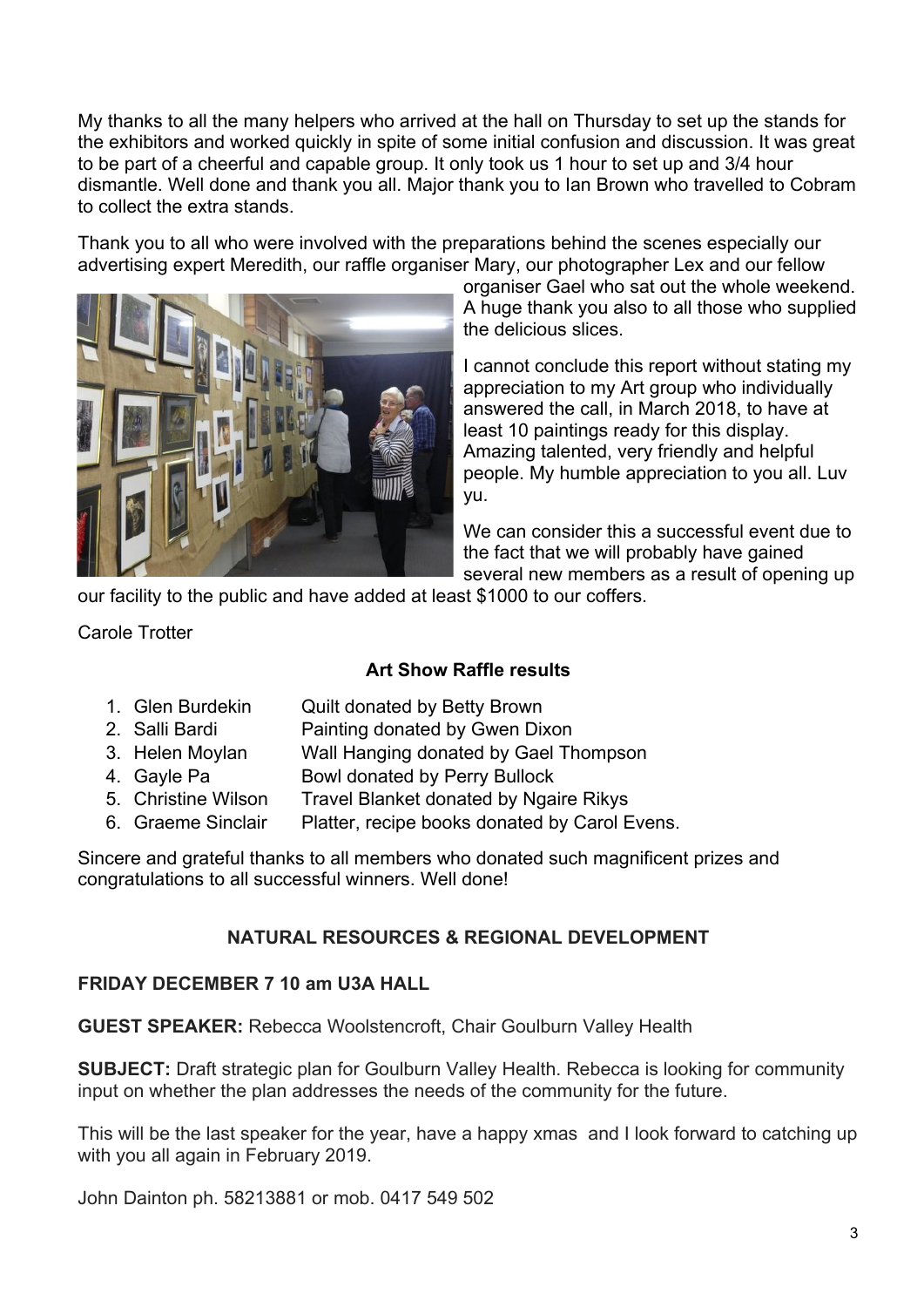My thanks to all the many helpers who arrived at the hall on Thursday to set up the stands for the exhibitors and worked quickly in spite of some initial confusion and discussion. It was great to be part of a cheerful and capable group. It only took us 1 hour to set up and 3/4 hour dismantle. Well done and thank you all. Major thank you to Ian Brown who travelled to Cobram to collect the extra stands.

Thank you to all who were involved with the preparations behind the scenes especially our advertising expert Meredith, our raffle organiser Mary, our photographer Lex and our fellow organiser Gael who sat out the whole weekend. A huge thank you also to all those who supplied the delicious slices.

I cannot conclude this report without stating my appreciation to my Art group who individually answered the call, in March 2018, to have at least 10 paintings ready for this display. Amazing talented, very friendly and helpful people. My humble appreciation to you all. Luv yu.

We can consider this a successful event due to the fact that we will probably have gained several new members as a result of opening up our facility to the public and have added at least $1000 to our coffers.

Carole Trotter

**Art Show Raffle results**

1. Glen Burdekin — Quilt donated by Betty Brown
2. Salli Bardi — Painting donated by Gwen Dixon
3. Helen Moylan — Wall Hanging donated by Gael Thompson
4. Gayle Pa — Bowl donated by Perry Bullock
5. Christine Wilson — Travel Blanket donated by Ngaire Rikys
6. Graeme Sinclair — Platter, recipe books donated by Carol Evens.

Sincere and grateful thanks to all members who donated such magnificent prizes and congratulations to all successful winners. Well done!

## NATURAL RESOURCES & REGIONAL DEVELOPMENT

**FRIDAY DECEMBER 7 10 am U3A HALL**

**GUEST SPEAKER:** Rebecca Woolstencroft, Chair Goulburn Valley Health

**SUBJECT:** Draft strategic plan for Goulburn Valley Health. Rebecca is looking for community input on whether the plan addresses the needs of the community for the future.

This will be the last speaker for the year, have a happy xmas and I look forward to catching up with you all again in February 2019.

John Dainton ph. 58213881 or mob. 0417 549 502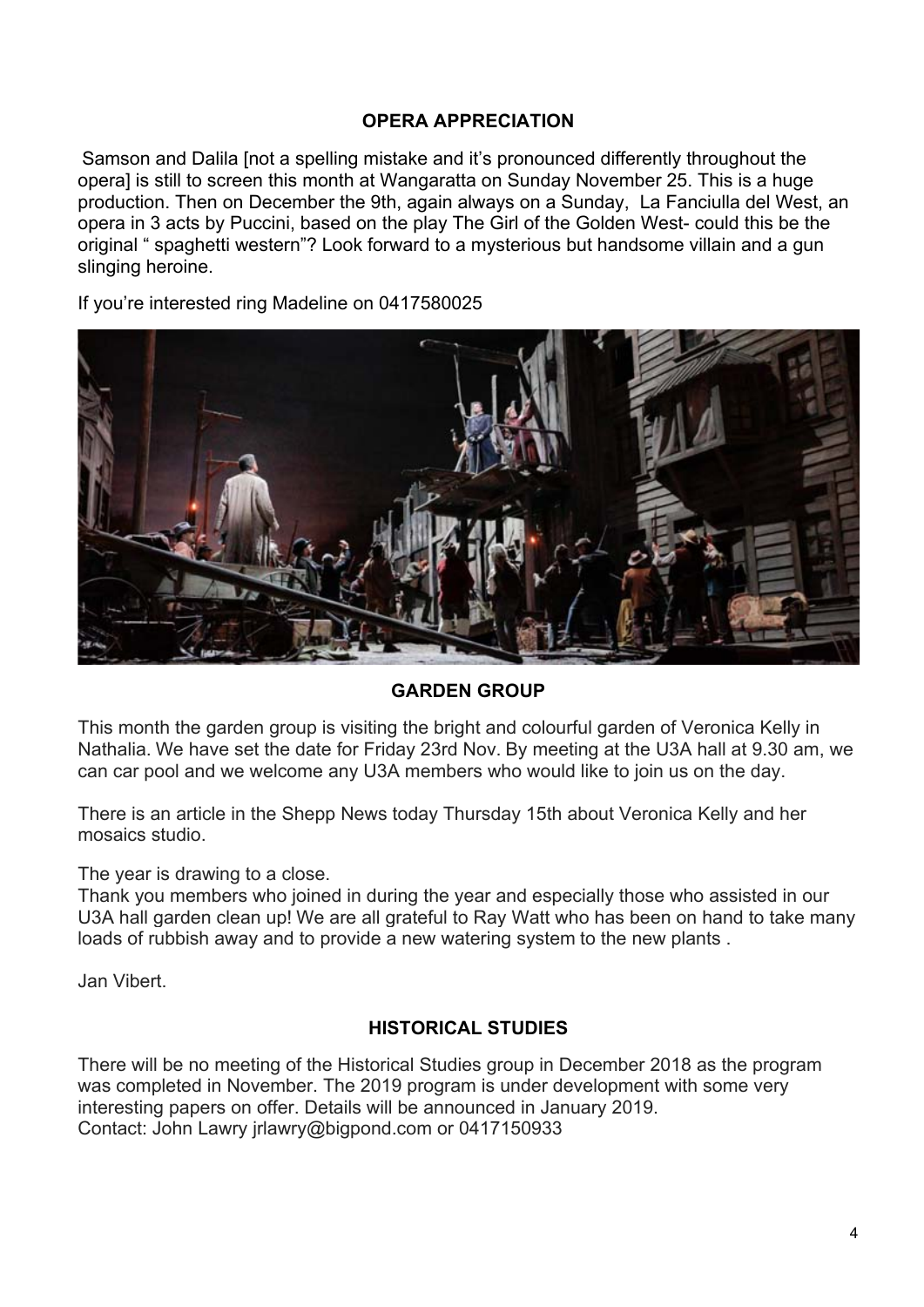## OPERA APPRECIATION

Samson and Dalila [not a spelling mistake and it's pronounced differently throughout the opera] is still to screen this month at Wangaratta on Sunday November 25. This is a huge production. Then on December the 9th, again always on a Sunday, La Fanciulla del West, an opera in 3 acts by Puccini, based on the play The Girl of the Golden West- could this be the original " spaghetti western"? Look forward to a mysterious but handsome villain and a gun slinging heroine.

If you're interested ring Madeline on 0417580025

## GARDEN GROUP

This month the garden group is visiting the bright and colourful garden of Veronica Kelly in Nathalia. We have set the date for Friday 23rd Nov. By meeting at the U3A hall at 9.30 am, we can car pool and we welcome any U3A members who would like to join us on the day.

There is an article in the Shepp News today Thursday 15th about Veronica Kelly and her mosaics studio.

The year is drawing to a close.
Thank you members who joined in during the year and especially those who assisted in our U3A hall garden clean up! We are all grateful to Ray Watt who has been on hand to take many loads of rubbish away and to provide a new watering system to the new plants .

Jan Vibert.

## HISTORICAL STUDIES

There will be no meeting of the Historical Studies group in December 2018 as the program was completed in November. The 2019 program is under development with some very interesting papers on offer. Details will be announced in January 2019.
Contact: John Lawry jrlawry@bigpond.com or 0417150933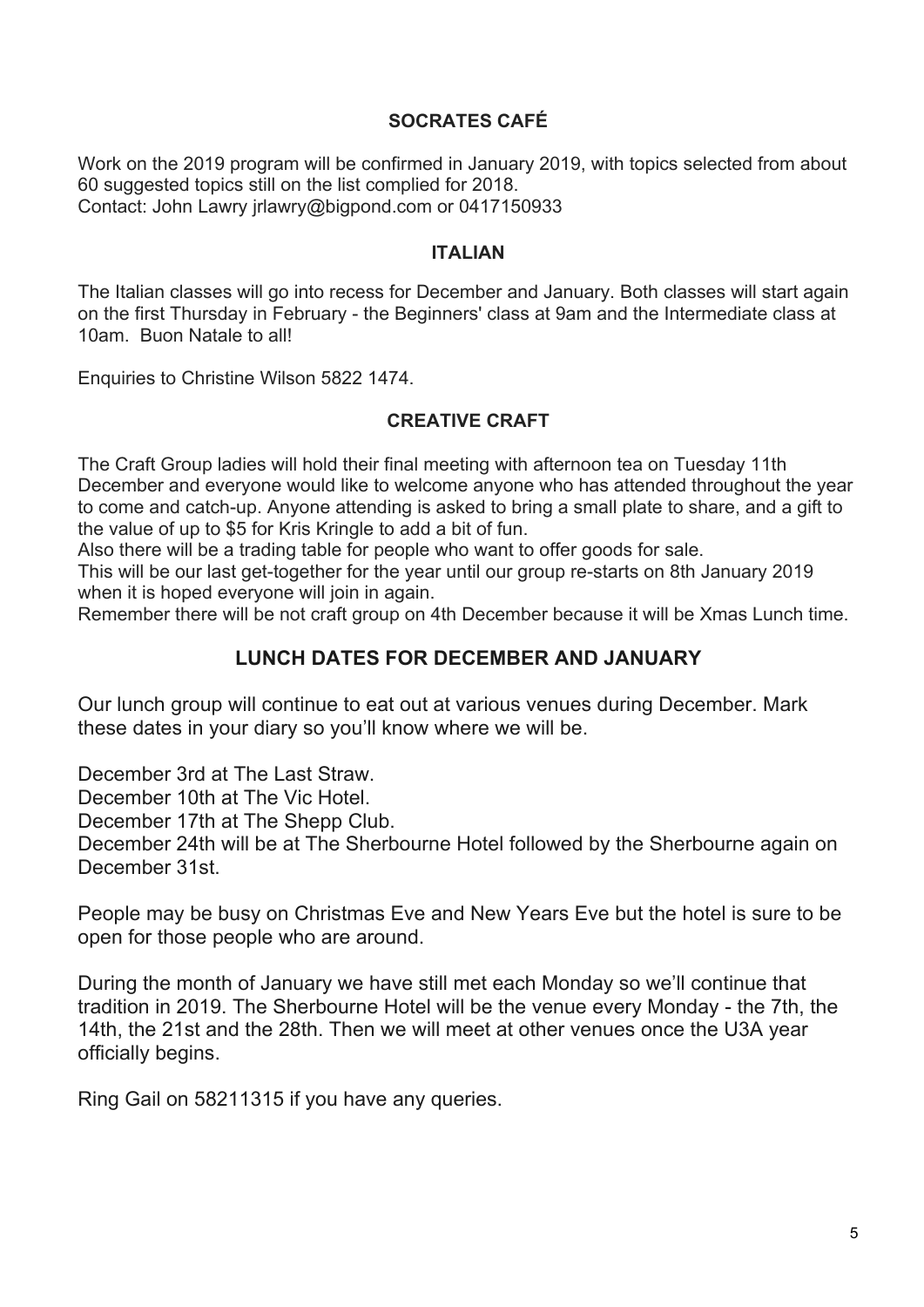## SOCRATES CAFÉ

Work on the 2019 program will be confirmed in January 2019, with topics selected from about 60 suggested topics still on the list complied for 2018.
Contact: John Lawry jrlawry@bigpond.com or 0417150933

## ITALIAN

The Italian classes will go into recess for December and January. Both classes will start again on the first Thursday in February - the Beginners' class at 9am and the Intermediate class at 10am. Buon Natale to all!

Enquiries to Christine Wilson 5822 1474.

## CREATIVE CRAFT

The Craft Group ladies will hold their final meeting with afternoon tea on Tuesday 11th December and everyone would like to welcome anyone who has attended throughout the year to come and catch-up. Anyone attending is asked to bring a small plate to share, and a gift to the value of up to $5 for Kris Kringle to add a bit of fun.
Also there will be a trading table for people who want to offer goods for sale.
This will be our last get-together for the year until our group re-starts on 8th January 2019 when it is hoped everyone will join in again.
Remember there will be not craft group on 4th December because it will be Xmas Lunch time.

## LUNCH DATES FOR DECEMBER AND JANUARY

Our lunch group will continue to eat out at various venues during December. Mark these dates in your diary so you'll know where we will be.

December 3rd at The Last Straw.
December 10th at The Vic Hotel.
December 17th at The Shepp Club.
December 24th will be at The Sherbourne Hotel followed by the Sherbourne again on December 31st.

People may be busy on Christmas Eve and New Years Eve but the hotel is sure to be open for those people who are around.

During the month of January we have still met each Monday so we'll continue that tradition in 2019. The Sherbourne Hotel will be the venue every Monday - the 7th, the 14th, the 21st and the 28th. Then we will meet at other venues once the U3A year officially begins.

Ring Gail on 58211315 if you have any queries.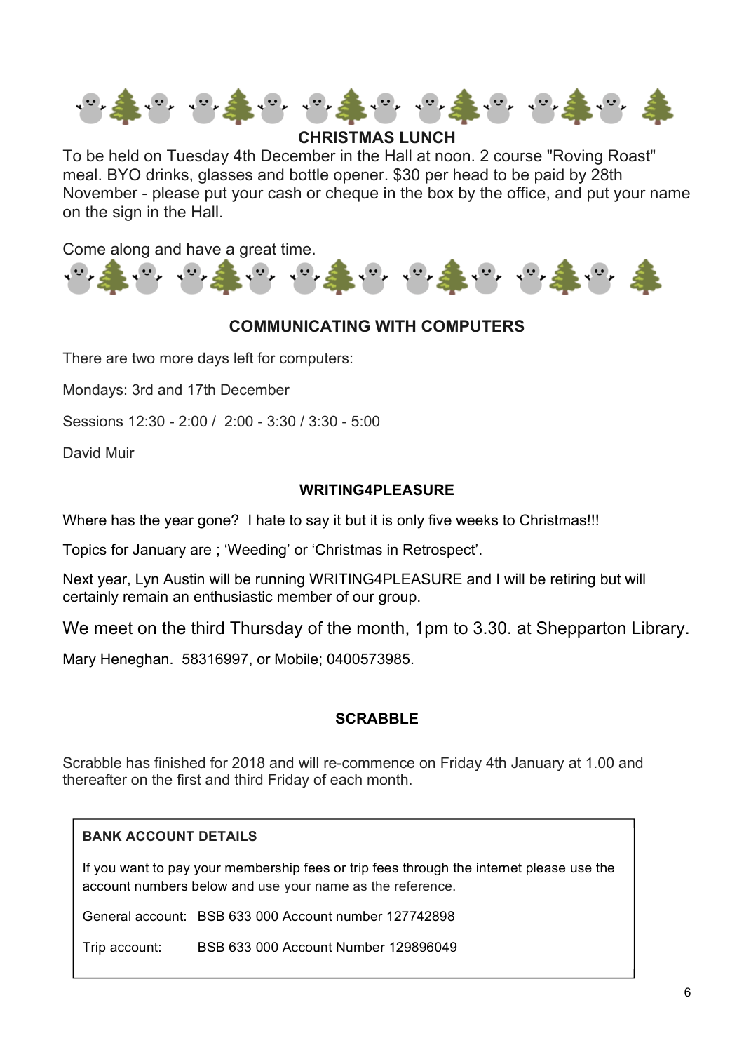## CHRISTMAS LUNCH

To be held on Tuesday 4th December in the Hall at noon. 2 course "Roving Roast" meal. BYO drinks, glasses and bottle opener. $30 per head to be paid by 28th November - please put your cash or cheque in the box by the office, and put your name on the sign in the Hall.

Come along and have a great time.

## COMMUNICATING WITH COMPUTERS

There are two more days left for computers:

Mondays: 3rd and 17th December

Sessions 12:30 - 2:00 / 2:00 - 3:30 / 3:30 - 5:00

David Muir

## WRITING4PLEASURE

Where has the year gone? I hate to say it but it is only five weeks to Christmas!!!

Topics for January are ; 'Weeding' or 'Christmas in Retrospect'.

Next year, Lyn Austin will be running WRITING4PLEASURE and I will be retiring but will certainly remain an enthusiastic member of our group.

We meet on the third Thursday of the month, 1pm to 3.30. at Shepparton Library.

Mary Heneghan. 58316997, or Mobile; 0400573985.

## SCRABBLE

Scrabble has finished for 2018 and will re-commence on Friday 4th January at 1.00 and thereafter on the first and third Friday of each month.

**BANK ACCOUNT DETAILS**

If you want to pay your membership fees or trip fees through the internet please use the account numbers below and use your name as the reference.

General account: BSB 633 000 Account number 127742898

Trip account: BSB 633 000 Account Number 129896049